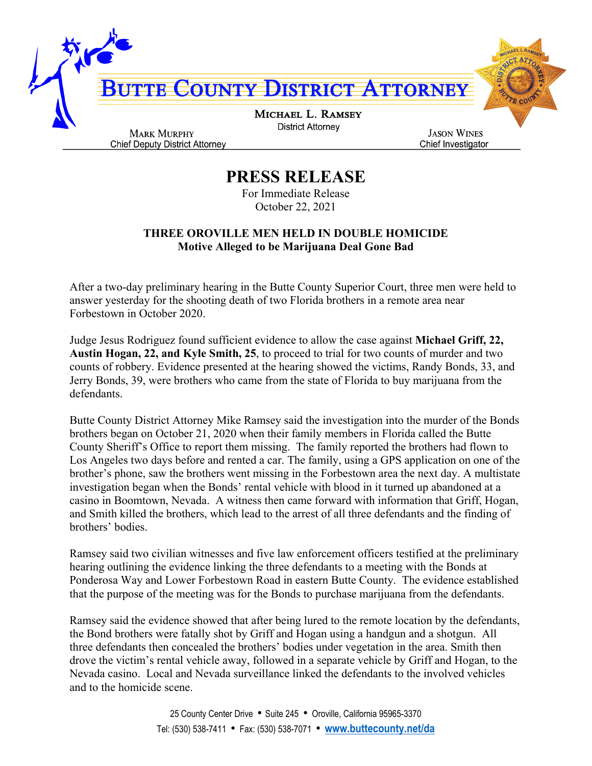# Butte County District Attorney

**Michael L. Ramsey**
District Attorney

**Mark Murphy**
Chief Deputy District Attorney

**Jason Wines**
Chief Investigator

## PRESS RELEASE

For Immediate Release
October 22, 2021

### THREE OROVILLE MEN HELD IN DOUBLE HOMICIDE
**Motive Alleged to be Marijuana Deal Gone Bad**

After a two-day preliminary hearing in the Butte County Superior Court, three men were held to answer yesterday for the shooting death of two Florida brothers in a remote area near Forbestown in October 2020.

Judge Jesus Rodriguez found sufficient evidence to allow the case against **Michael Griff, 22, Austin Hogan, 22, and Kyle Smith, 25**, to proceed to trial for two counts of murder and two counts of robbery. Evidence presented at the hearing showed the victims, Randy Bonds, 33, and Jerry Bonds, 39, were brothers who came from the state of Florida to buy marijuana from the defendants.

Butte County District Attorney Mike Ramsey said the investigation into the murder of the Bonds brothers began on October 21, 2020 when their family members in Florida called the Butte County Sheriff's Office to report them missing. The family reported the brothers had flown to Los Angeles two days before and rented a car. The family, using a GPS application on one of the brother's phone, saw the brothers went missing in the Forbestown area the next day. A multistate investigation began when the Bonds' rental vehicle with blood in it turned up abandoned at a casino in Boomtown, Nevada. A witness then came forward with information that Griff, Hogan, and Smith killed the brothers, which lead to the arrest of all three defendants and the finding of brothers' bodies.

Ramsey said two civilian witnesses and five law enforcement officers testified at the preliminary hearing outlining the evidence linking the three defendants to a meeting with the Bonds at Ponderosa Way and Lower Forbestown Road in eastern Butte County. The evidence established that the purpose of the meeting was for the Bonds to purchase marijuana from the defendants.

Ramsey said the evidence showed that after being lured to the remote location by the defendants, the Bond brothers were fatally shot by Griff and Hogan using a handgun and a shotgun. All three defendants then concealed the brothers' bodies under vegetation in the area. Smith then drove the victim's rental vehicle away, followed in a separate vehicle by Griff and Hogan, to the Nevada casino. Local and Nevada surveillance linked the defendants to the involved vehicles and to the homicide scene.

25 County Center Drive • Suite 245 • Oroville, California 95965-3370
Tel: (530) 538-7411 • Fax: (530) 538-7071 • www.buttecounty.net/da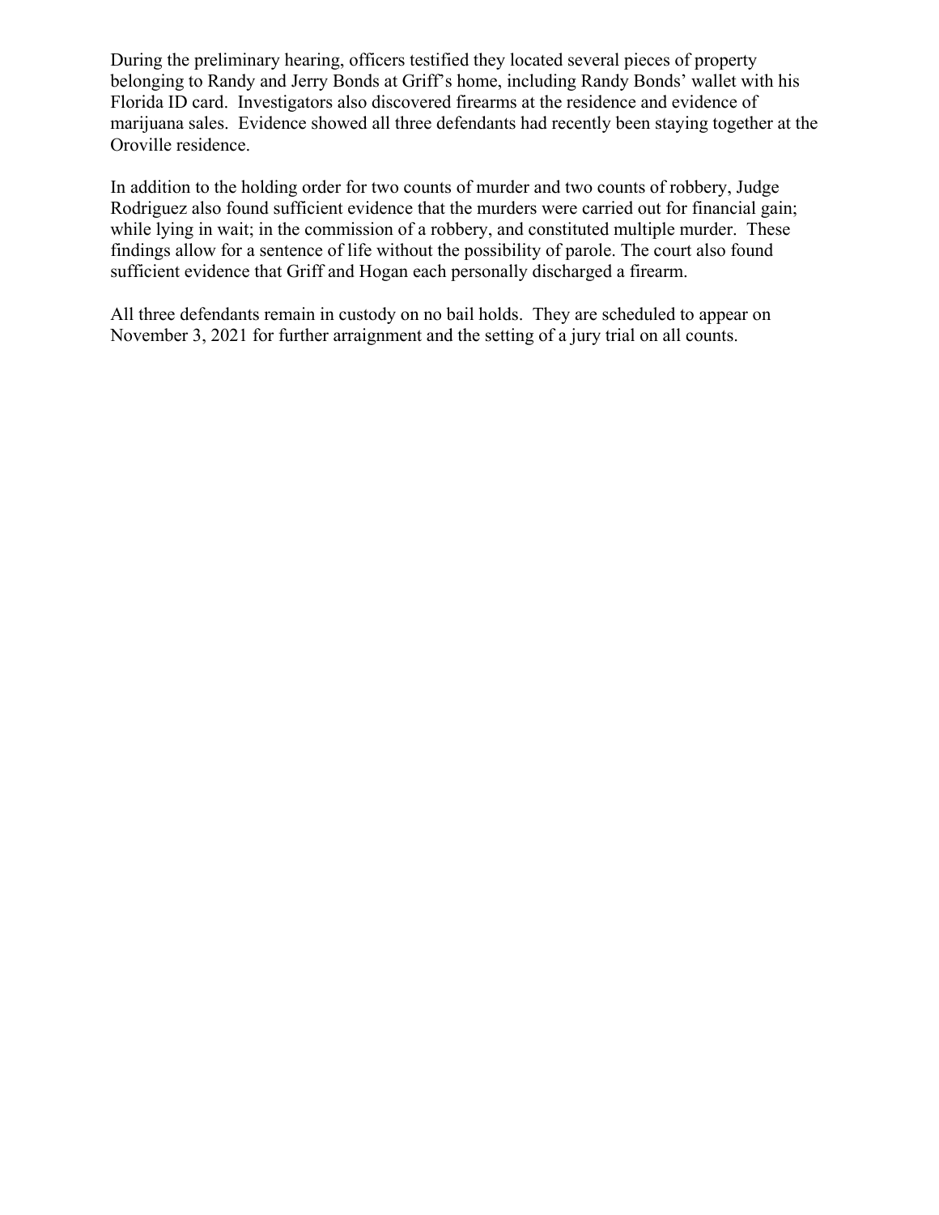During the preliminary hearing, officers testified they located several pieces of property belonging to Randy and Jerry Bonds at Griff's home, including Randy Bonds' wallet with his Florida ID card. Investigators also discovered firearms at the residence and evidence of marijuana sales. Evidence showed all three defendants had recently been staying together at the Oroville residence.

In addition to the holding order for two counts of murder and two counts of robbery, Judge Rodriguez also found sufficient evidence that the murders were carried out for financial gain; while lying in wait; in the commission of a robbery, and constituted multiple murder. These findings allow for a sentence of life without the possibility of parole. The court also found sufficient evidence that Griff and Hogan each personally discharged a firearm.

All three defendants remain in custody on no bail holds. They are scheduled to appear on November 3, 2021 for further arraignment and the setting of a jury trial on all counts.